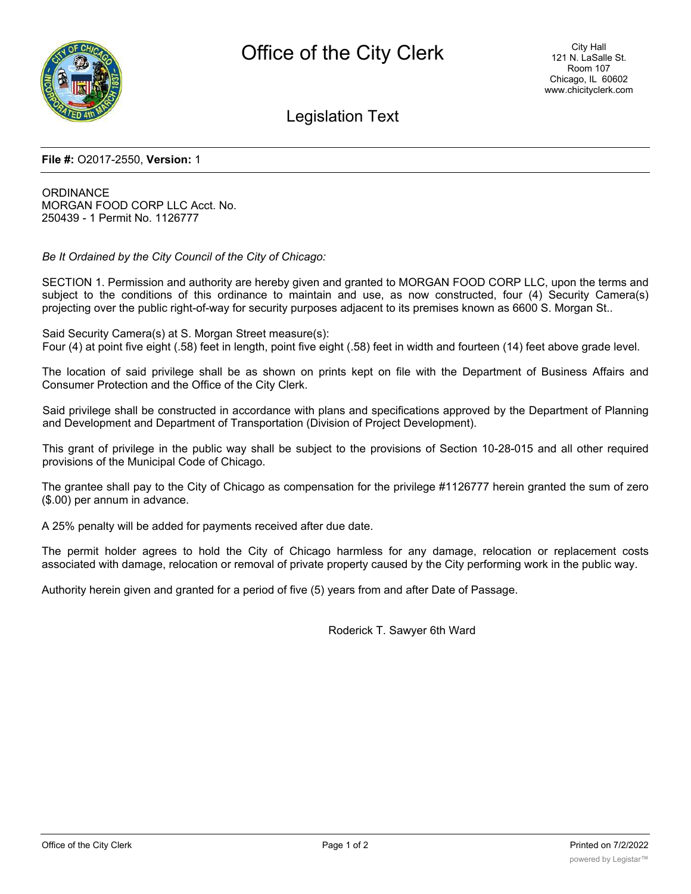# Office of the City Clerk

City Hall
121 N. LaSalle St.
Room 107
Chicago, IL 60602
www.chicityclerk.com

## Legislation Text

**File #:** O2017-2550, **Version:** 1

ORDINANCE
MORGAN FOOD CORP LLC Acct. No.
250439 - 1 Permit No. 1126777

*Be It Ordained by the City Council of the City of Chicago:*

SECTION 1. Permission and authority are hereby given and granted to MORGAN FOOD CORP LLC, upon the terms and subject to the conditions of this ordinance to maintain and use, as now constructed, four (4) Security Camera(s) projecting over the public right-of-way for security purposes adjacent to its premises known as 6600 S. Morgan St..

Said Security Camera(s) at S. Morgan Street measure(s):
Four (4) at point five eight (.58) feet in length, point five eight (.58) feet in width and fourteen (14) feet above grade level.

The location of said privilege shall be as shown on prints kept on file with the Department of Business Affairs and Consumer Protection and the Office of the City Clerk.

Said privilege shall be constructed in accordance with plans and specifications approved by the Department of Planning and Development and Department of Transportation (Division of Project Development).

This grant of privilege in the public way shall be subject to the provisions of Section 10-28-015 and all other required provisions of the Municipal Code of Chicago.

The grantee shall pay to the City of Chicago as compensation for the privilege #1126777 herein granted the sum of zero ($.00) per annum in advance.

A 25% penalty will be added for payments received after due date.

The permit holder agrees to hold the City of Chicago harmless for any damage, relocation or replacement costs associated with damage, relocation or removal of private property caused by the City performing work in the public way.

Authority herein given and granted for a period of five (5) years from and after Date of Passage.

Roderick T. Sawyer 6th Ward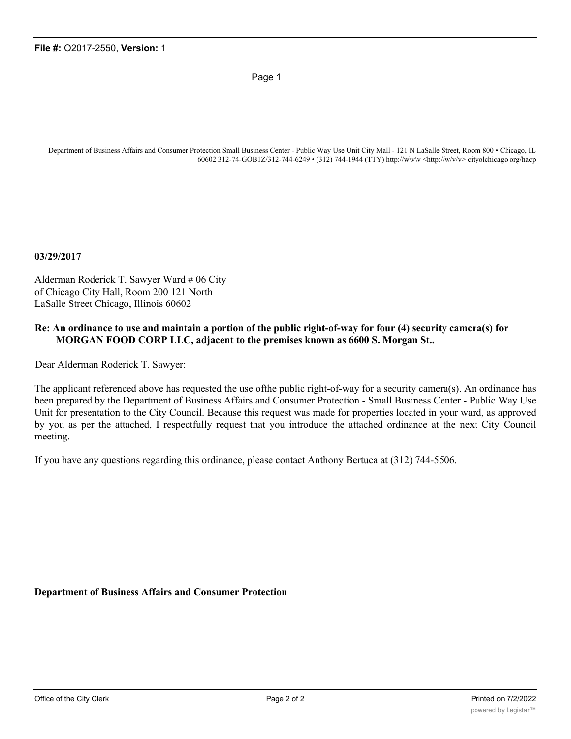Page 1

Department of Business Affairs and Consumer Protection Small Business Center - Public Way Use Unit City Mall - 121 N LaSalle Street, Room 800 • Chicago, IL 60602 312-74-GOB1Z/312-744-6249 • (312) 744-1944 (TTY) http://w\v\v <http://w/v/v> cityolchicago org/hacp

**03/29/2017**

Alderman Roderick T. Sawyer Ward # 06 City of Chicago City Hall, Room 200 121 North LaSalle Street Chicago, Illinois 60602

**Re: An ordinance to use and maintain a portion of the public right-of-way for four (4) security camcra(s) for MORGAN FOOD CORP LLC, adjacent to the premises known as 6600 S. Morgan St..**

Dear Alderman Roderick T. Sawyer:

The applicant referenced above has requested the use ofthe public right-of-way for a security camera(s). An ordinance has been prepared by the Department of Business Affairs and Consumer Protection - Small Business Center - Public Way Use Unit for presentation to the City Council. Because this request was made for properties located in your ward, as approved by you as per the attached, I respectfully request that you introduce the attached ordinance at the next City Council meeting.

If you have any questions regarding this ordinance, please contact Anthony Bertuca at (312) 744-5506.

**Department of Business Affairs and Consumer Protection**